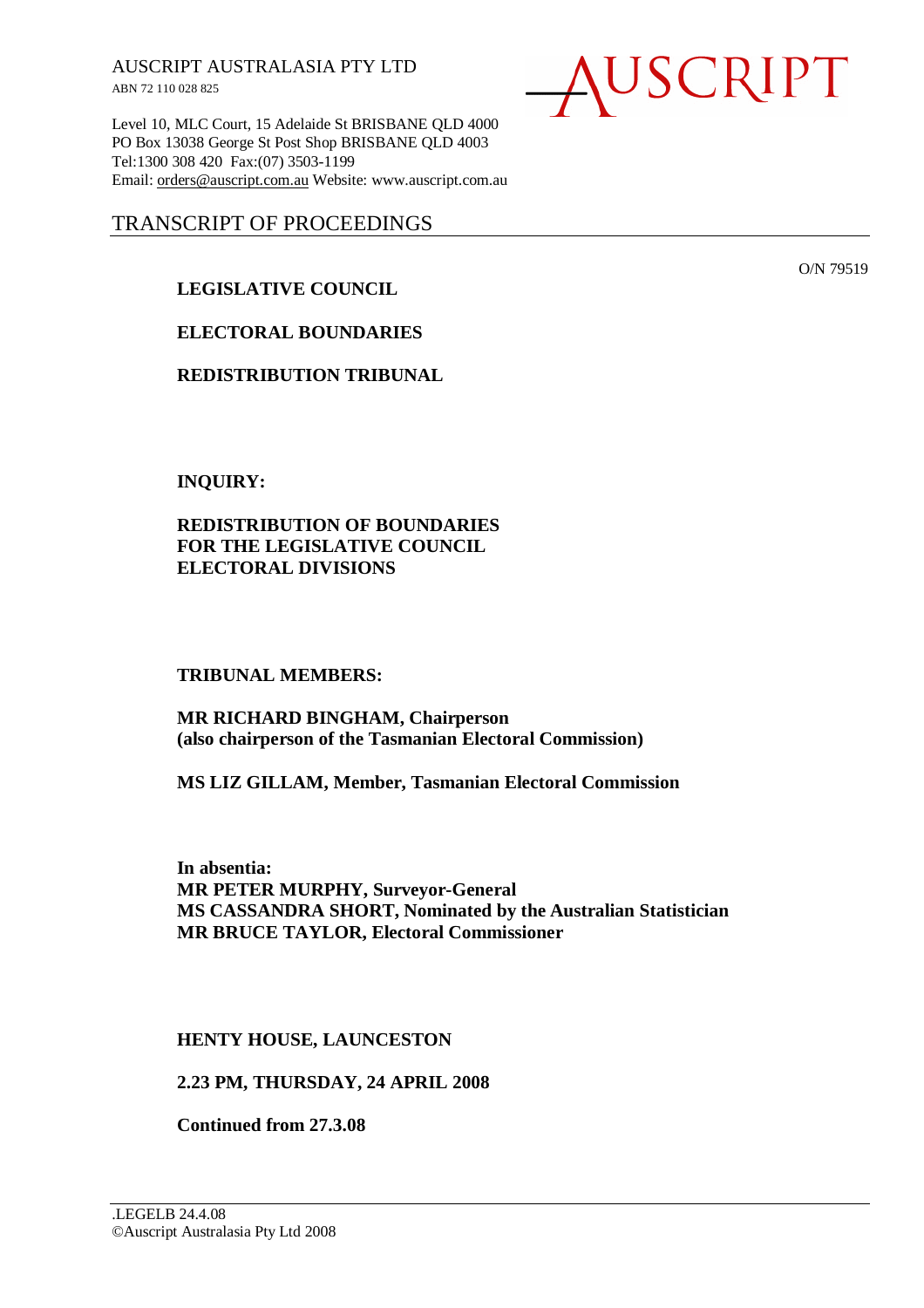AUSCRIPT AUSTRALASIA PTY LTD
ABN 72 110 028 825

AUSCRIPT

Level 10, MLC Court, 15 Adelaide St BRISBANE QLD 4000
PO Box 13038 George St Post Shop BRISBANE QLD 4003
Tel:1300 308 420 Fax:(07) 3503-1199
Email: orders@auscript.com.au Website: www.auscript.com.au

# TRANSCRIPT OF PROCEEDINGS

O/N 79519

**LEGISLATIVE COUNCIL**

**ELECTORAL BOUNDARIES**

**REDISTRIBUTION TRIBUNAL**

**INQUIRY:**

**REDISTRIBUTION OF BOUNDARIES FOR THE LEGISLATIVE COUNCIL ELECTORAL DIVISIONS**

**TRIBUNAL MEMBERS:**

**MR RICHARD BINGHAM, Chairperson (also chairperson of the Tasmanian Electoral Commission)**

**MS LIZ GILLAM, Member, Tasmanian Electoral Commission**

**In absentia:**
**MR PETER MURPHY, Surveyor-General**
**MS CASSANDRA SHORT, Nominated by the Australian Statistician**
**MR BRUCE TAYLOR, Electoral Commissioner**

**HENTY HOUSE, LAUNCESTON**

**2.23 PM, THURSDAY, 24 APRIL 2008**

**Continued from 27.3.08**

.LEGELB 24.4.08
©Auscript Australasia Pty Ltd 2008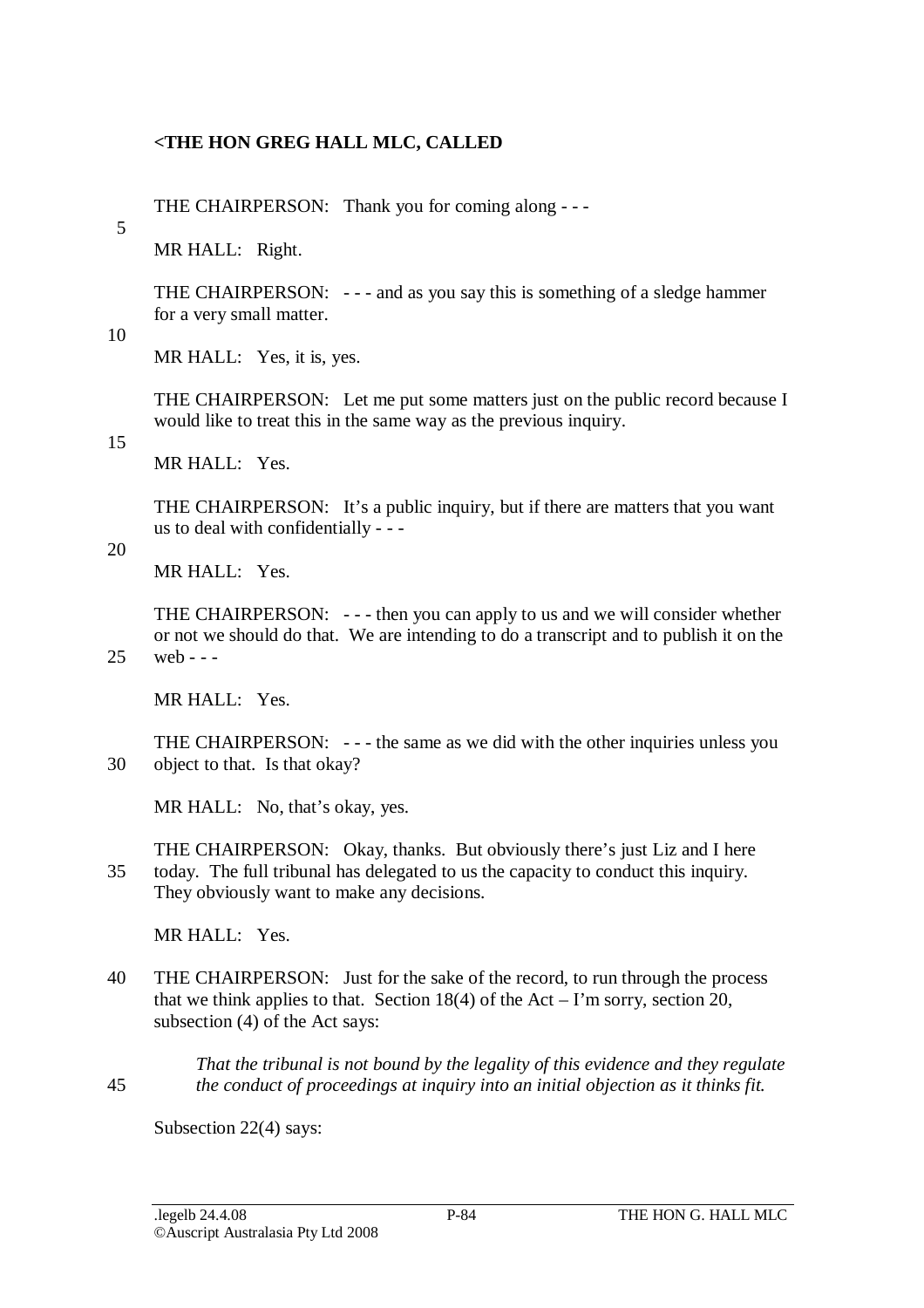**<THE HON GREG HALL MLC, CALLED**

THE CHAIRPERSON: Thank you for coming along - - -

MR HALL: Right.

THE CHAIRPERSON: - - - and as you say this is something of a sledge hammer for a very small matter.

MR HALL: Yes, it is, yes.

THE CHAIRPERSON: Let me put some matters just on the public record because I would like to treat this in the same way as the previous inquiry.

MR HALL: Yes.

THE CHAIRPERSON: It's a public inquiry, but if there are matters that you want us to deal with confidentially - - -

MR HALL: Yes.

THE CHAIRPERSON: - - - then you can apply to us and we will consider whether or not we should do that. We are intending to do a transcript and to publish it on the web - - -

MR HALL: Yes.

THE CHAIRPERSON: - - - the same as we did with the other inquiries unless you object to that. Is that okay?

MR HALL: No, that's okay, yes.

THE CHAIRPERSON: Okay, thanks. But obviously there's just Liz and I here today. The full tribunal has delegated to us the capacity to conduct this inquiry. They obviously want to make any decisions.

MR HALL: Yes.

THE CHAIRPERSON: Just for the sake of the record, to run through the process that we think applies to that. Section 18(4) of the Act – I'm sorry, section 20, subsection (4) of the Act says:

> *That the tribunal is not bound by the legality of this evidence and they regulate the conduct of proceedings at inquiry into an initial objection as it thinks fit.*

Subsection 22(4) says: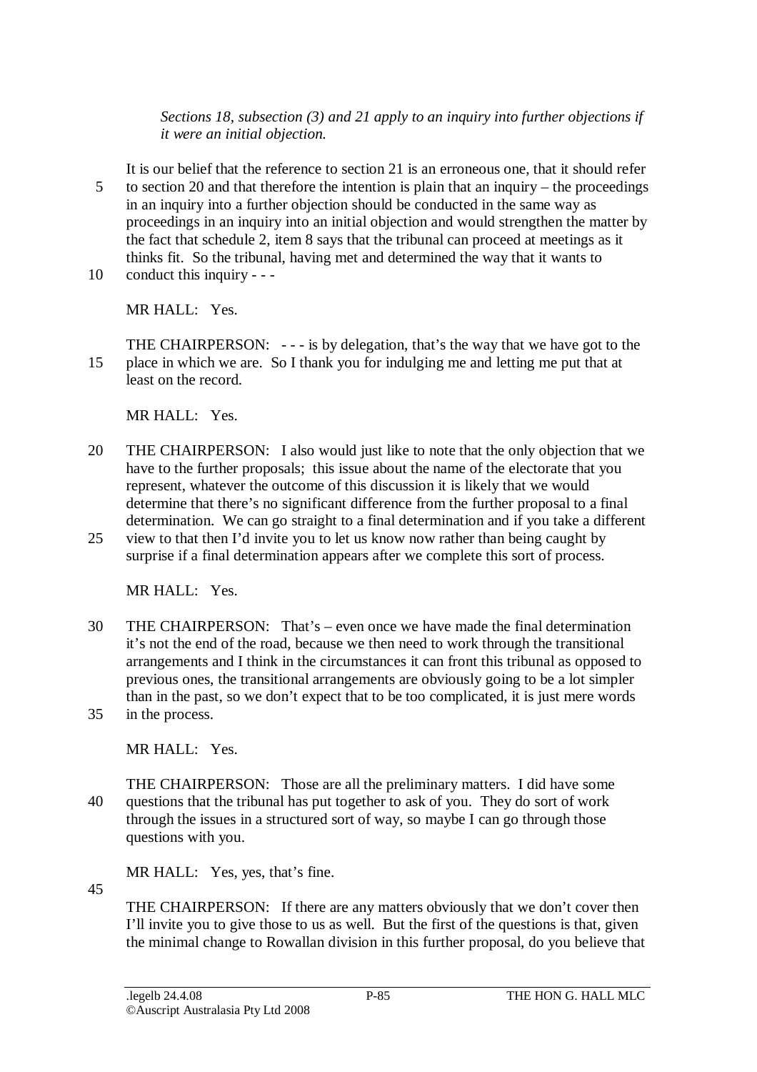*Sections 18, subsection (3) and 21 apply to an inquiry into further objections if it were an initial objection.*

It is our belief that the reference to section 21 is an erroneous one, that it should refer to section 20 and that therefore the intention is plain that an inquiry – the proceedings in an inquiry into a further objection should be conducted in the same way as proceedings in an inquiry into an initial objection and would strengthen the matter by the fact that schedule 2, item 8 says that the tribunal can proceed at meetings as it thinks fit. So the tribunal, having met and determined the way that it wants to conduct this inquiry - - -

MR HALL: Yes.

THE CHAIRPERSON: - - - is by delegation, that's the way that we have got to the place in which we are. So I thank you for indulging me and letting me put that at least on the record.

MR HALL: Yes.

THE CHAIRPERSON: I also would just like to note that the only objection that we have to the further proposals; this issue about the name of the electorate that you represent, whatever the outcome of this discussion it is likely that we would determine that there's no significant difference from the further proposal to a final determination. We can go straight to a final determination and if you take a different view to that then I'd invite you to let us know now rather than being caught by surprise if a final determination appears after we complete this sort of process.

MR HALL: Yes.

THE CHAIRPERSON: That's – even once we have made the final determination it's not the end of the road, because we then need to work through the transitional arrangements and I think in the circumstances it can front this tribunal as opposed to previous ones, the transitional arrangements are obviously going to be a lot simpler than in the past, so we don't expect that to be too complicated, it is just mere words in the process.

MR HALL: Yes.

THE CHAIRPERSON: Those are all the preliminary matters. I did have some questions that the tribunal has put together to ask of you. They do sort of work through the issues in a structured sort of way, so maybe I can go through those questions with you.

MR HALL: Yes, yes, that's fine.

THE CHAIRPERSON: If there are any matters obviously that we don't cover then I'll invite you to give those to us as well. But the first of the questions is that, given the minimal change to Rowallan division in this further proposal, do you believe that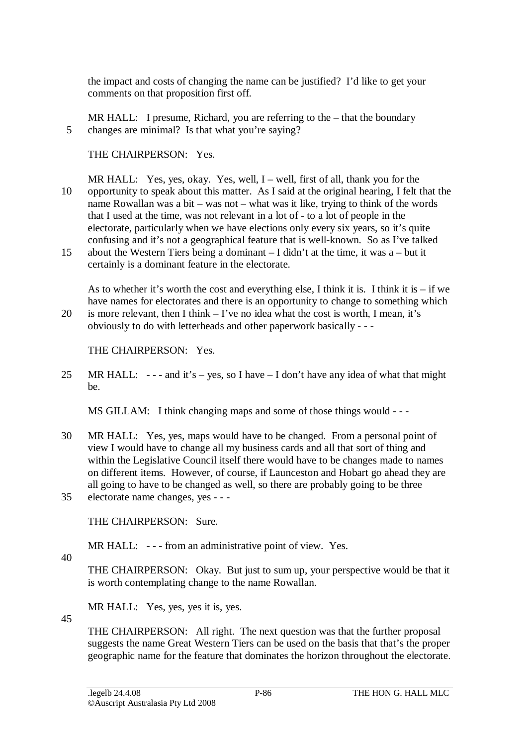the impact and costs of changing the name can be justified? I'd like to get your comments on that proposition first off.

MR HALL: I presume, Richard, you are referring to the – that the boundary changes are minimal? Is that what you're saying?

THE CHAIRPERSON: Yes.

MR HALL: Yes, yes, okay. Yes, well, I – well, first of all, thank you for the opportunity to speak about this matter. As I said at the original hearing, I felt that the name Rowallan was a bit – was not – what was it like, trying to think of the words that I used at the time, was not relevant in a lot of - to a lot of people in the electorate, particularly when we have elections only every six years, so it's quite confusing and it's not a geographical feature that is well-known. So as I've talked about the Western Tiers being a dominant – I didn't at the time, it was a – but it certainly is a dominant feature in the electorate.

As to whether it's worth the cost and everything else, I think it is. I think it is – if we have names for electorates and there is an opportunity to change to something which is more relevant, then I think – I've no idea what the cost is worth, I mean, it's obviously to do with letterheads and other paperwork basically - - -

THE CHAIRPERSON: Yes.

MR HALL: - - - and it's – yes, so I have – I don't have any idea of what that might be.

MS GILLAM: I think changing maps and some of those things would - - -

MR HALL: Yes, yes, maps would have to be changed. From a personal point of view I would have to change all my business cards and all that sort of thing and within the Legislative Council itself there would have to be changes made to names on different items. However, of course, if Launceston and Hobart go ahead they are all going to have to be changed as well, so there are probably going to be three electorate name changes, yes - - -

THE CHAIRPERSON: Sure.

MR HALL: - - - from an administrative point of view. Yes.

THE CHAIRPERSON: Okay. But just to sum up, your perspective would be that it is worth contemplating change to the name Rowallan.

MR HALL: Yes, yes, yes it is, yes.

THE CHAIRPERSON: All right. The next question was that the further proposal suggests the name Great Western Tiers can be used on the basis that that's the proper geographic name for the feature that dominates the horizon throughout the electorate.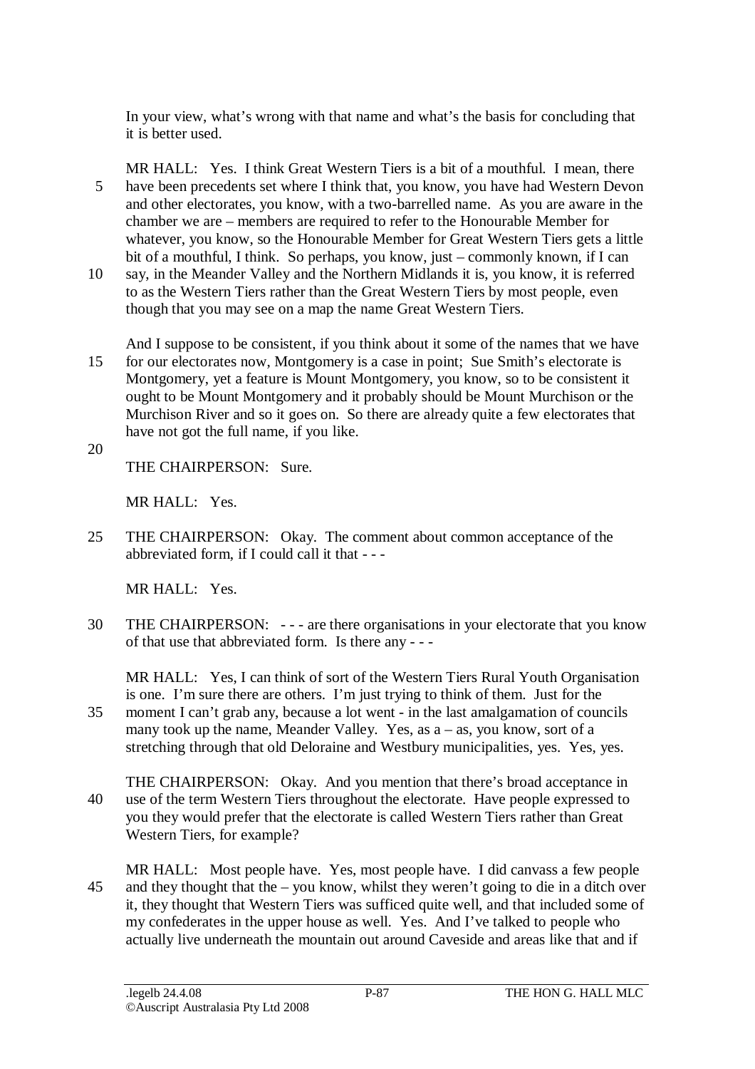In your view, what's wrong with that name and what's the basis for concluding that it is better used.

MR HALL: Yes. I think Great Western Tiers is a bit of a mouthful. I mean, there have been precedents set where I think that, you know, you have had Western Devon and other electorates, you know, with a two-barrelled name. As you are aware in the chamber we are – members are required to refer to the Honourable Member for whatever, you know, so the Honourable Member for Great Western Tiers gets a little bit of a mouthful, I think. So perhaps, you know, just – commonly known, if I can say, in the Meander Valley and the Northern Midlands it is, you know, it is referred to as the Western Tiers rather than the Great Western Tiers by most people, even though that you may see on a map the name Great Western Tiers.

And I suppose to be consistent, if you think about it some of the names that we have for our electorates now, Montgomery is a case in point; Sue Smith's electorate is Montgomery, yet a feature is Mount Montgomery, you know, so to be consistent it ought to be Mount Montgomery and it probably should be Mount Murchison or the Murchison River and so it goes on. So there are already quite a few electorates that have not got the full name, if you like.

THE CHAIRPERSON: Sure.

MR HALL: Yes.

THE CHAIRPERSON: Okay. The comment about common acceptance of the abbreviated form, if I could call it that - - -

MR HALL: Yes.

THE CHAIRPERSON: - - - are there organisations in your electorate that you know of that use that abbreviated form. Is there any - - -

MR HALL: Yes, I can think of sort of the Western Tiers Rural Youth Organisation is one. I'm sure there are others. I'm just trying to think of them. Just for the moment I can't grab any, because a lot went - in the last amalgamation of councils many took up the name, Meander Valley. Yes, as a – as, you know, sort of a stretching through that old Deloraine and Westbury municipalities, yes. Yes, yes.

THE CHAIRPERSON: Okay. And you mention that there's broad acceptance in use of the term Western Tiers throughout the electorate. Have people expressed to you they would prefer that the electorate is called Western Tiers rather than Great Western Tiers, for example?

MR HALL: Most people have. Yes, most people have. I did canvass a few people and they thought that the – you know, whilst they weren't going to die in a ditch over it, they thought that Western Tiers was sufficed quite well, and that included some of my confederates in the upper house as well. Yes. And I've talked to people who actually live underneath the mountain out around Caveside and areas like that and if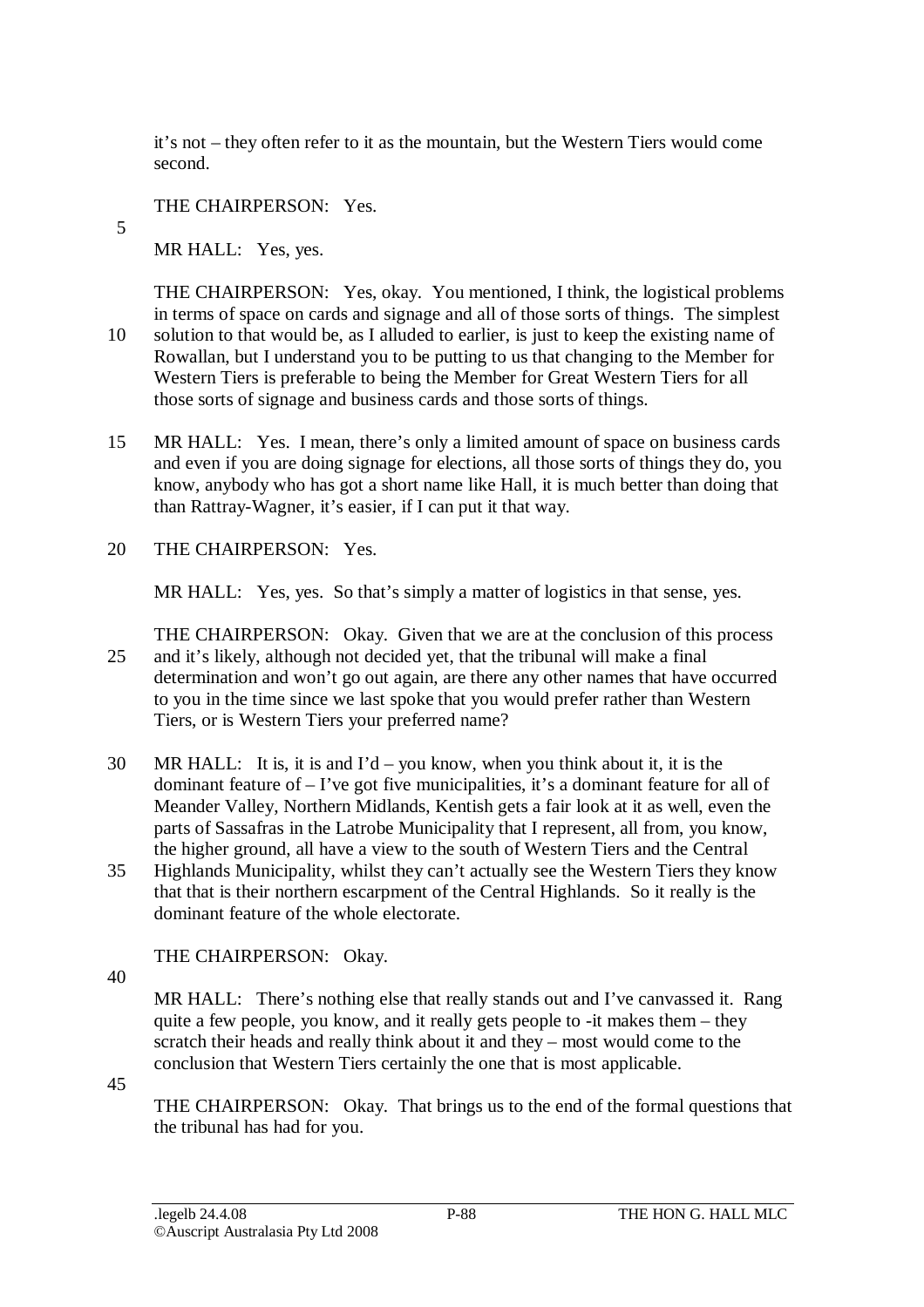it's not – they often refer to it as the mountain, but the Western Tiers would come second.

THE CHAIRPERSON: Yes.

MR HALL: Yes, yes.

THE CHAIRPERSON: Yes, okay. You mentioned, I think, the logistical problems in terms of space on cards and signage and all of those sorts of things. The simplest solution to that would be, as I alluded to earlier, is just to keep the existing name of Rowallan, but I understand you to be putting to us that changing to the Member for Western Tiers is preferable to being the Member for Great Western Tiers for all those sorts of signage and business cards and those sorts of things.

MR HALL: Yes. I mean, there's only a limited amount of space on business cards and even if you are doing signage for elections, all those sorts of things they do, you know, anybody who has got a short name like Hall, it is much better than doing that than Rattray-Wagner, it's easier, if I can put it that way.

THE CHAIRPERSON: Yes.

MR HALL: Yes, yes. So that's simply a matter of logistics in that sense, yes.

THE CHAIRPERSON: Okay. Given that we are at the conclusion of this process and it's likely, although not decided yet, that the tribunal will make a final determination and won't go out again, are there any other names that have occurred to you in the time since we last spoke that you would prefer rather than Western Tiers, or is Western Tiers your preferred name?

MR HALL: It is, it is and I'd – you know, when you think about it, it is the dominant feature of – I've got five municipalities, it's a dominant feature for all of Meander Valley, Northern Midlands, Kentish gets a fair look at it as well, even the parts of Sassafras in the Latrobe Municipality that I represent, all from, you know, the higher ground, all have a view to the south of Western Tiers and the Central Highlands Municipality, whilst they can't actually see the Western Tiers they know that that is their northern escarpment of the Central Highlands. So it really is the dominant feature of the whole electorate.

THE CHAIRPERSON: Okay.

MR HALL: There's nothing else that really stands out and I've canvassed it. Rang quite a few people, you know, and it really gets people to -it makes them – they scratch their heads and really think about it and they – most would come to the conclusion that Western Tiers certainly the one that is most applicable.

THE CHAIRPERSON: Okay. That brings us to the end of the formal questions that the tribunal has had for you.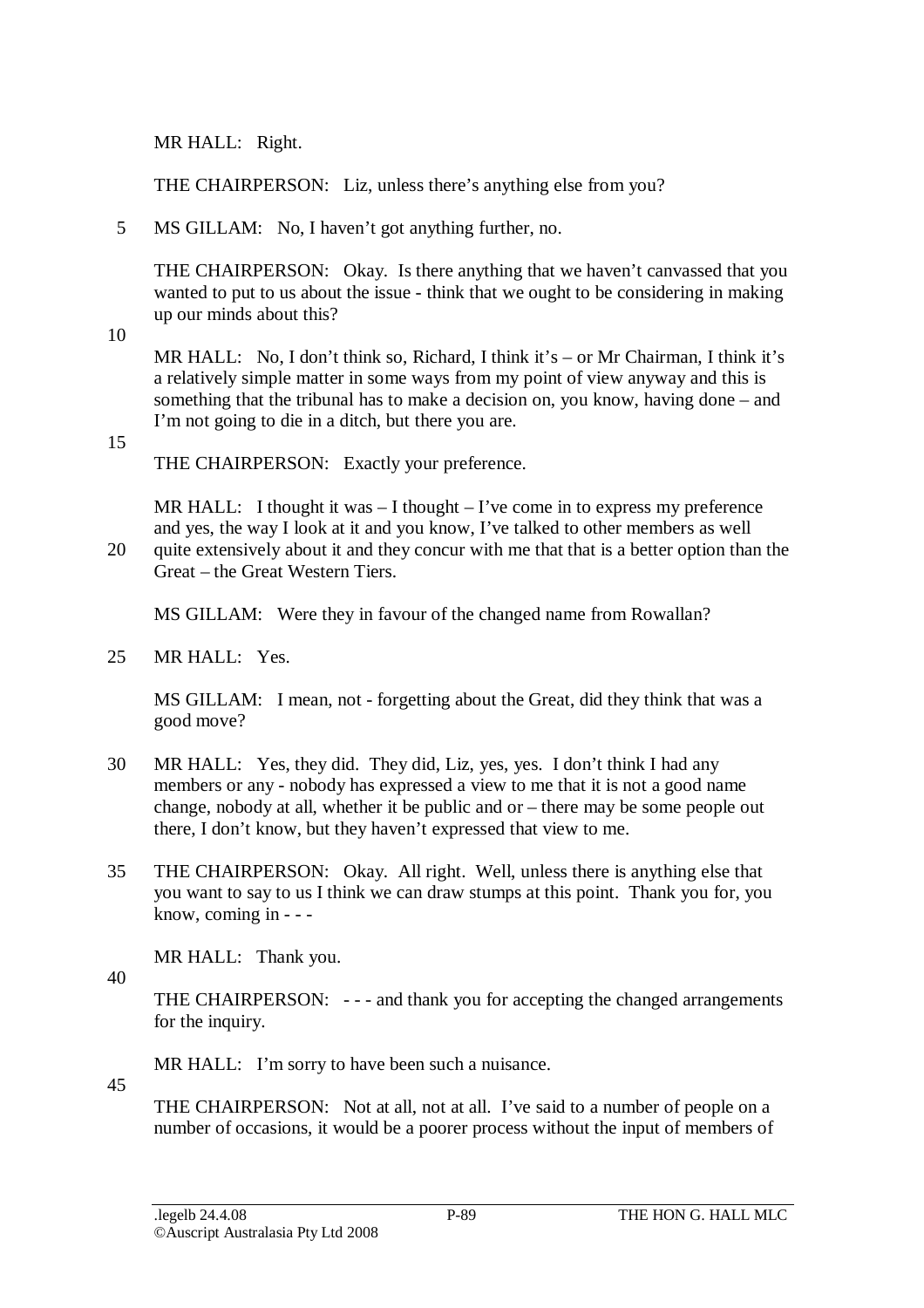MR HALL: Right.

THE CHAIRPERSON: Liz, unless there's anything else from you?

MS GILLAM: No, I haven't got anything further, no.

THE CHAIRPERSON: Okay. Is there anything that we haven't canvassed that you wanted to put to us about the issue - think that we ought to be considering in making up our minds about this?

MR HALL: No, I don't think so, Richard, I think it's – or Mr Chairman, I think it's a relatively simple matter in some ways from my point of view anyway and this is something that the tribunal has to make a decision on, you know, having done – and I'm not going to die in a ditch, but there you are.

THE CHAIRPERSON: Exactly your preference.

MR HALL: I thought it was – I thought – I've come in to express my preference and yes, the way I look at it and you know, I've talked to other members as well quite extensively about it and they concur with me that that is a better option than the Great – the Great Western Tiers.

MS GILLAM: Were they in favour of the changed name from Rowallan?

MR HALL: Yes.

MS GILLAM: I mean, not - forgetting about the Great, did they think that was a good move?

MR HALL: Yes, they did. They did, Liz, yes, yes. I don't think I had any members or any - nobody has expressed a view to me that it is not a good name change, nobody at all, whether it be public and or – there may be some people out there, I don't know, but they haven't expressed that view to me.

THE CHAIRPERSON: Okay. All right. Well, unless there is anything else that you want to say to us I think we can draw stumps at this point. Thank you for, you know, coming in - - -

MR HALL: Thank you.

THE CHAIRPERSON: - - - and thank you for accepting the changed arrangements for the inquiry.

MR HALL: I'm sorry to have been such a nuisance.

THE CHAIRPERSON: Not at all, not at all. I've said to a number of people on a number of occasions, it would be a poorer process without the input of members of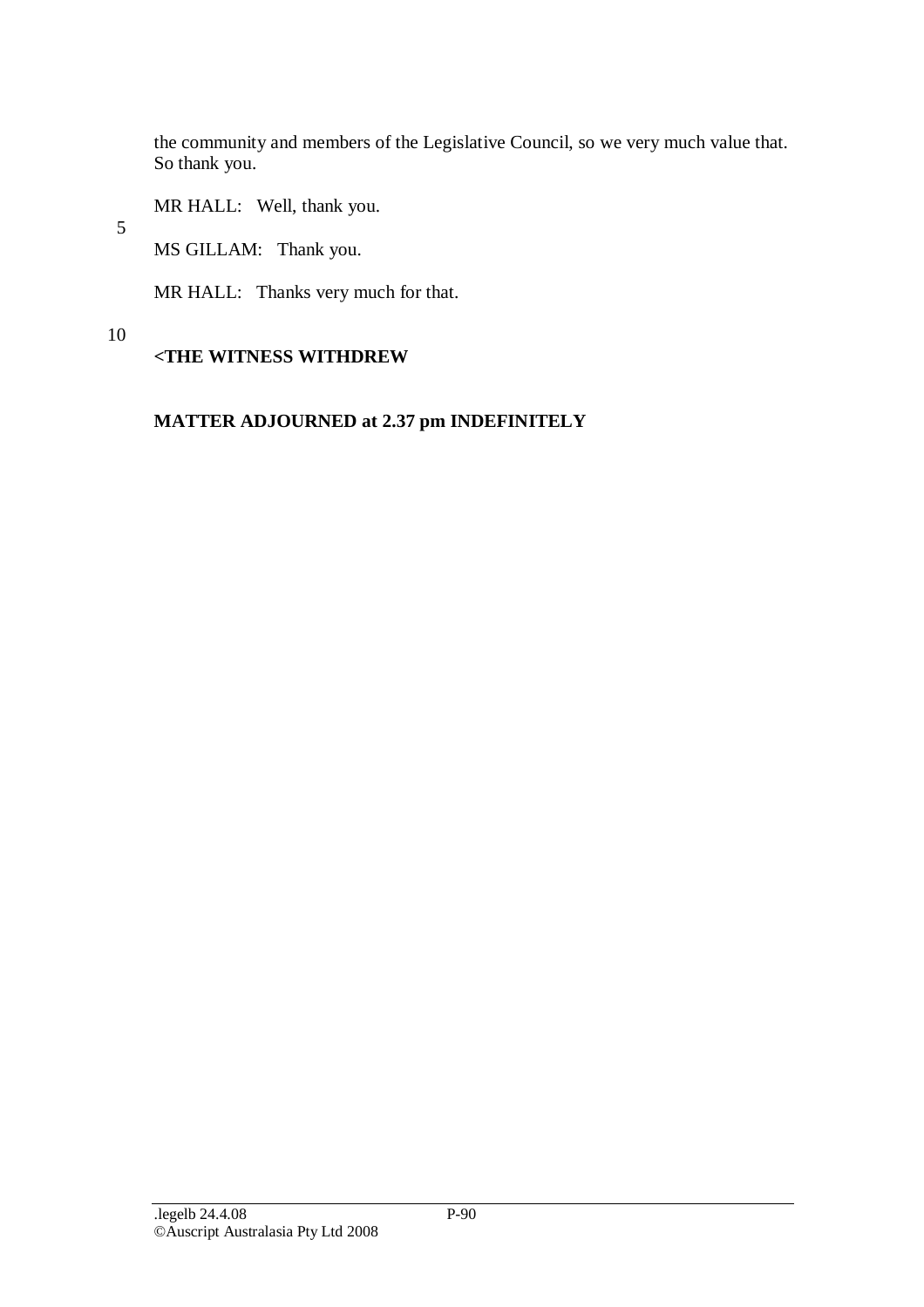the community and members of the Legislative Council, so we very much value that. So thank you.

MR HALL: Well, thank you.

MS GILLAM: Thank you.

MR HALL: Thanks very much for that.

**<THE WITNESS WITHDREW**

**MATTER ADJOURNED at 2.37 pm INDEFINITELY**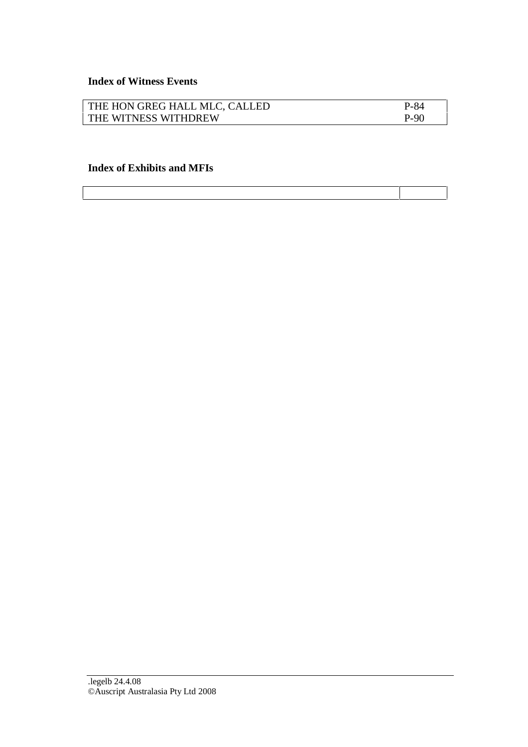**Index of Witness Events**

| | |
|---|---|
| THE HON GREG HALL MLC, CALLED | P-84 |
| THE WITNESS WITHDREW | P-90 |

**Index of Exhibits and MFIs**

| | |
|---|---|
| | |

.legelb 24.4.08
©Auscript Australasia Pty Ltd 2008